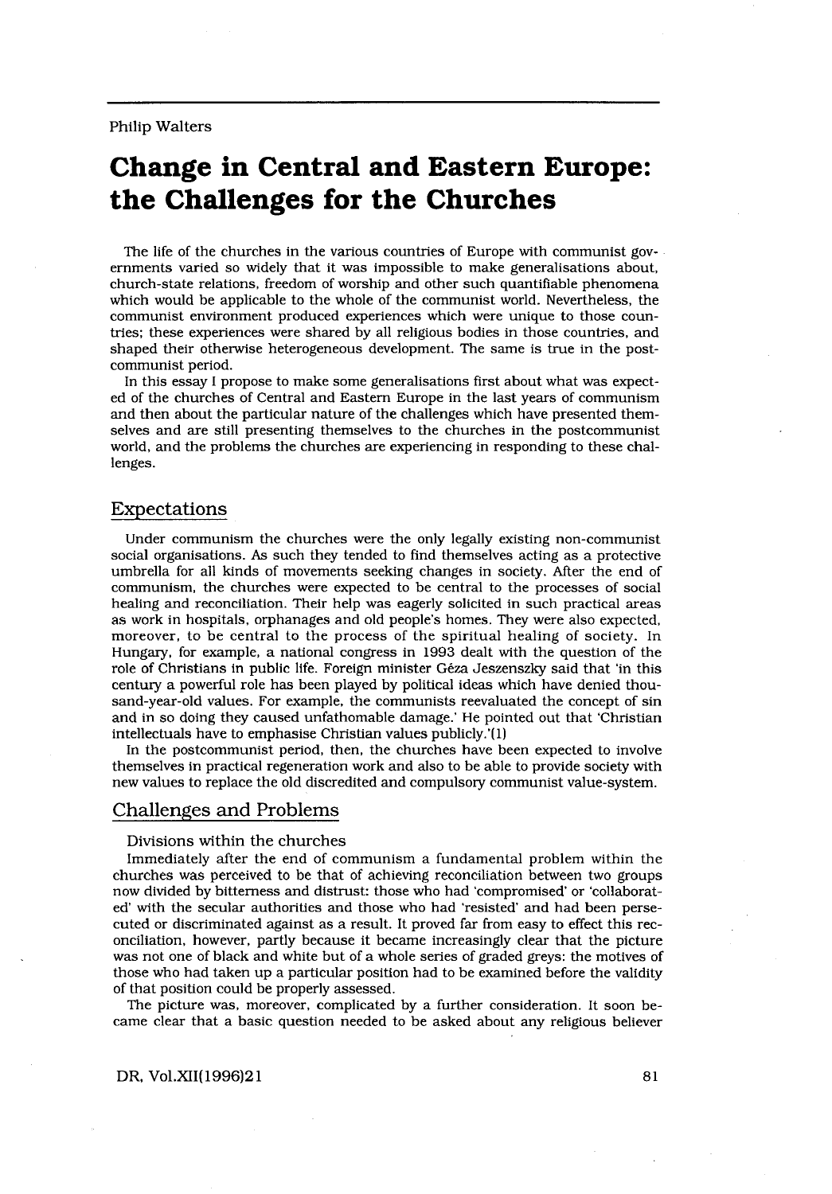Philip Walters

# Change in Central and Eastern Europe: the Challenges for the Churches

The life of the churches in the various countries of Europe with communist governments varied so widely that it was impossible to make generalisations about, church-state relations, freedom of worship and other such quantifiable phenomena which would be applicable to the whole of the communist world. Nevertheless, the communist environment produced experiences which were unique to those countries; these experiences were shared by all religious bodies in those countries, and shaped their otherwise heterogeneous development. The same is true in the post-communist period.

In this essay I propose to make some generalisations first about what was expected of the churches of Central and Eastern Europe in the last years of communism and then about the particular nature of the challenges which have presented themselves and are still presenting themselves to the churches in the postcommunist world, and the problems the churches are experiencing in responding to these challenges.

## Expectations

Under communism the churches were the only legally existing non-communist social organisations. As such they tended to find themselves acting as a protective umbrella for all kinds of movements seeking changes in society. After the end of communism, the churches were expected to be central to the processes of social healing and reconciliation. Their help was eagerly solicited in such practical areas as work in hospitals, orphanages and old people's homes. They were also expected, moreover, to be central to the process of the spiritual healing of society. In Hungary, for example, a national congress in 1993 dealt with the question of the role of Christians in public life. Foreign minister Géza Jeszenszky said that 'in this century a powerful role has been played by political ideas which have denied thousand-year-old values. For example, the communists reevaluated the concept of sin and in so doing they caused unfathomable damage.' He pointed out that 'Christian intellectuals have to emphasise Christian values publicly.'(1)

In the postcommunist period, then, the churches have been expected to involve themselves in practical regeneration work and also to be able to provide society with new values to replace the old discredited and compulsory communist value-system.

## Challenges and Problems

### Divisions within the churches

Immediately after the end of communism a fundamental problem within the churches was perceived to be that of achieving reconciliation between two groups now divided by bitterness and distrust: those who had 'compromised' or 'collaborated' with the secular authorities and those who had 'resisted' and had been persecuted or discriminated against as a result. It proved far from easy to effect this reconciliation, however, partly because it became increasingly clear that the picture was not one of black and white but of a whole series of graded greys: the motives of those who had taken up a particular position had to be examined before the validity of that position could be properly assessed.

The picture was, moreover, complicated by a further consideration. It soon became clear that a basic question needed to be asked about any religious believer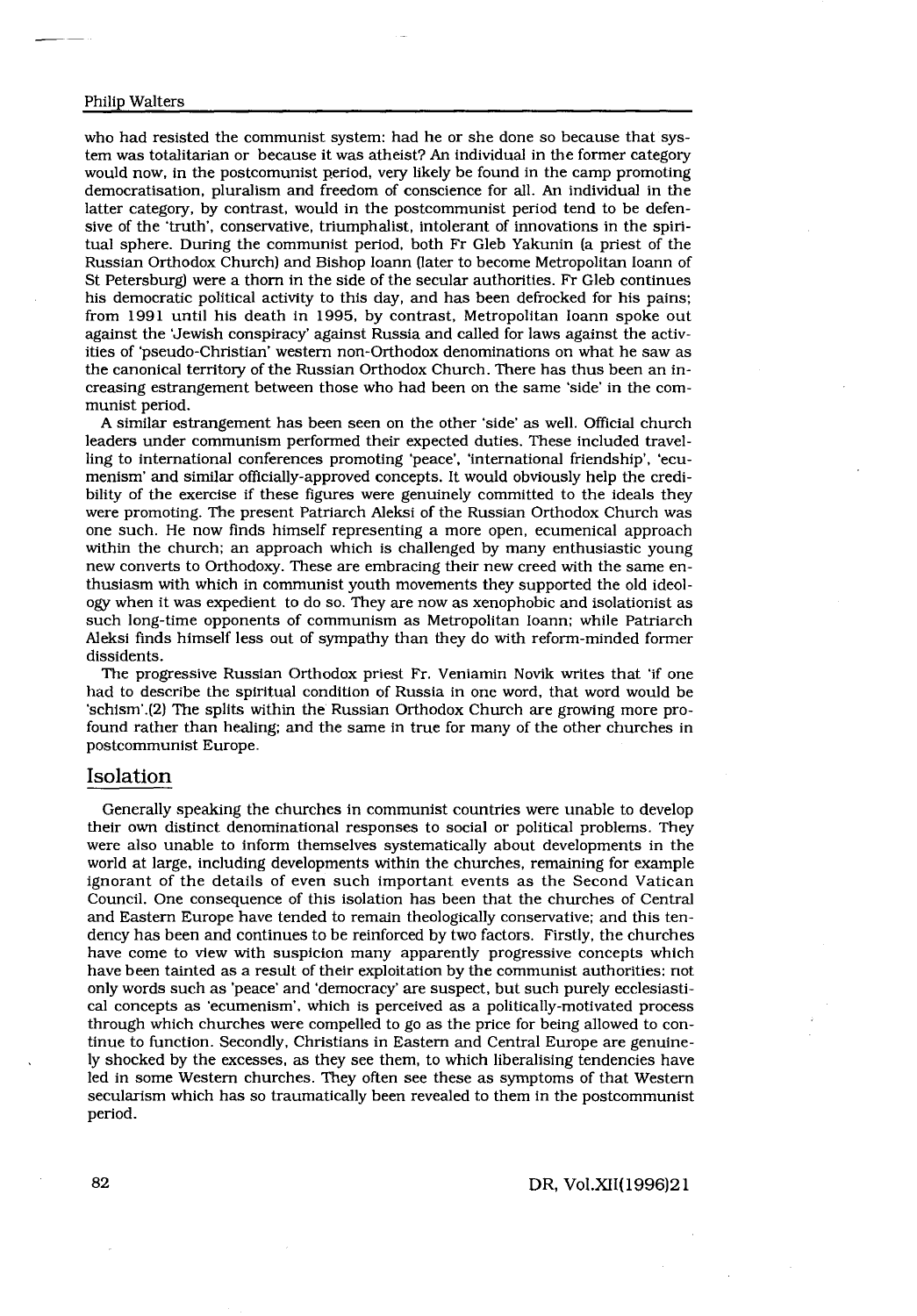who had resisted the communist system: had he or she done so because that system was totalitarian or because it was atheist? An individual in the former category would now, in the postcomunist period, very likely be found in the camp promoting democratisation, pluralism and freedom of conscience for all. An individual in the latter category, by contrast, would in the postcommunist period tend to be defensive of the 'truth', conservative, triumphalist, intolerant of innovations in the spiritual sphere. During the communist period, both Fr Gleb Yakunin (a priest of the Russian Orthodox Church) and Bishop Ioann (later to become Metropolitan Ioann of St Petersburg) were a thorn in the side of the secular authorities. Fr Gleb continues his democratic political activity to this day, and has been defrocked for his pains; from 1991 until his death in 1995, by contrast, Metropolitan Ioann spoke out against the 'Jewish conspiracy' against Russia and called for laws against the activities of 'pseudo-Christian' western non-Orthodox denominations on what he saw as the canonical territory of the Russian Orthodox Church. There has thus been an increasing estrangement between those who had been on the same 'side' in the communist period.

A similar estrangement has been seen on the other 'side' as well. Official church leaders under communism performed their expected duties. These included travelling to international conferences promoting 'peace', 'international friendship', 'ecumenism' and similar officially-approved concepts. It would obviously help the credibility of the exercise if these figures were genuinely committed to the ideals they were promoting. The present Patriarch Aleksi of the Russian Orthodox Church was one such. He now finds himself representing a more open, ecumenical approach within the church; an approach which is challenged by many enthusiastic young new converts to Orthodoxy. These are embracing their new creed with the same enthusiasm with which in communist youth movements they supported the old ideology when it was expedient to do so. They are now as xenophobic and isolationist as such long-time opponents of communism as Metropolitan Ioann; while Patriarch Aleksi finds himself less out of sympathy than they do with reform-minded former dissidents.

The progressive Russian Orthodox priest Fr. Veniamin Novik writes that 'if one had to describe the spiritual condition of Russia in one word, that word would be 'schism'.(2) The splits within the Russian Orthodox Church are growing more profound rather than healing; and the same in true for many of the other churches in postcommunist Europe.

## Isolation

Generally speaking the churches in communist countries were unable to develop their own distinct denominational responses to social or political problems. They were also unable to inform themselves systematically about developments in the world at large, including developments within the churches, remaining for example ignorant of the details of even such important events as the Second Vatican Council. One consequence of this isolation has been that the churches of Central and Eastern Europe have tended to remain theologically conservative; and this tendency has been and continues to be reinforced by two factors. Firstly, the churches have come to view with suspicion many apparently progressive concepts which have been tainted as a result of their exploitation by the communist authorities: not only words such as 'peace' and 'democracy' are suspect, but such purely ecclesiastical concepts as 'ecumenism', which is perceived as a politically-motivated process through which churches were compelled to go as the price for being allowed to continue to function. Secondly, Christians in Eastern and Central Europe are genuinely shocked by the excesses, as they see them, to which liberalising tendencies have led in some Western churches. They often see these as symptoms of that Western secularism which has so traumatically been revealed to them in the postcommunist period.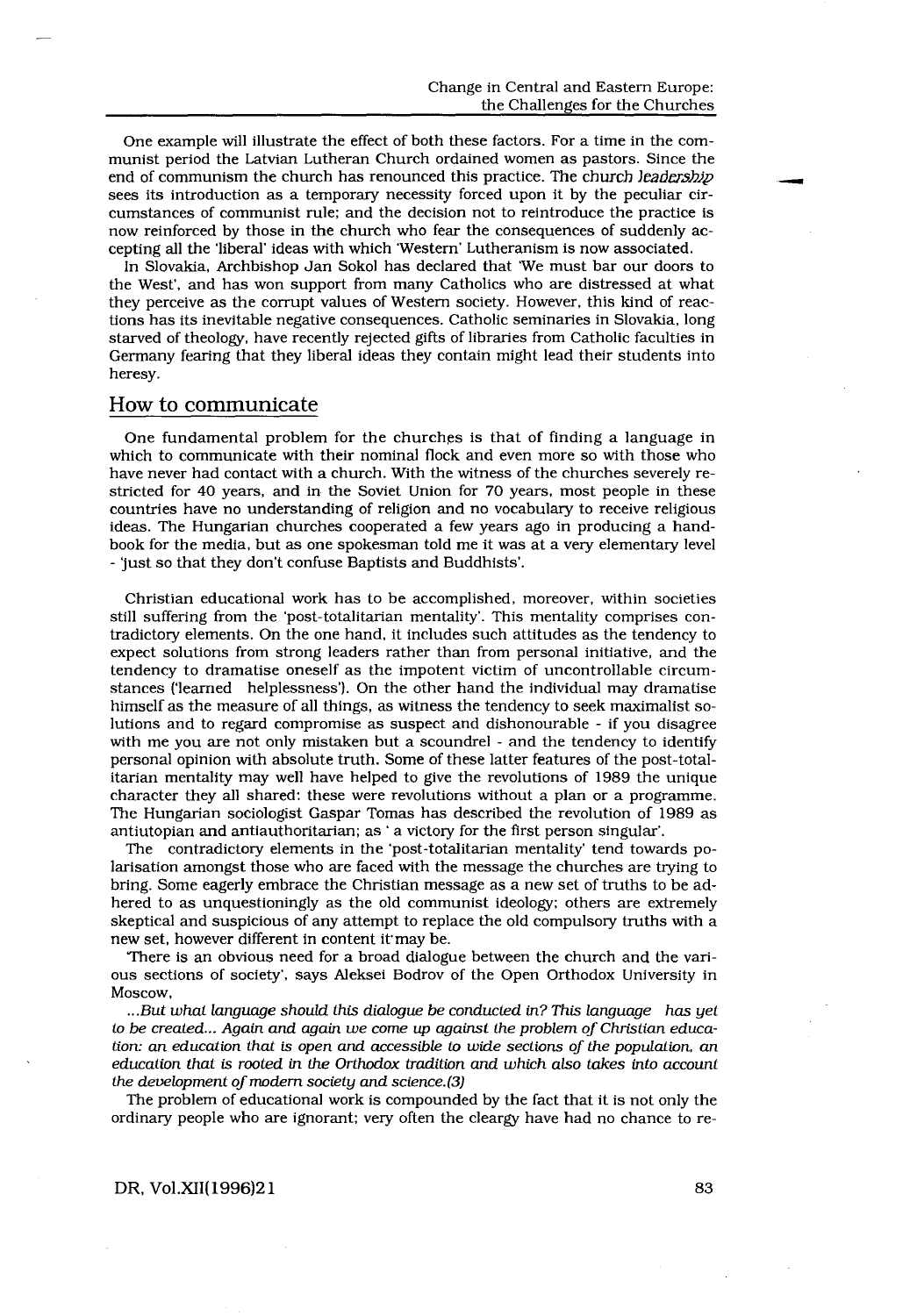One example will illustrate the effect of both these factors. For a time in the communist period the Latvian Lutheran Church ordained women as pastors. Since the end of communism the church has renounced this practice. The church leadership sees its introduction as a temporary necessity forced upon it by the peculiar circumstances of communist rule; and the decision not to reintroduce the practice is now reinforced by those in the church who fear the consequences of suddenly accepting all the 'liberal' ideas with which 'Western' Lutheranism is now associated.

In Slovakia, Archbishop Jan Sokol has declared that 'We must bar our doors to the West', and has won support from many Catholics who are distressed at what they perceive as the corrupt values of Western society. However, this kind of reactions has its inevitable negative consequences. Catholic seminaries in Slovakia, long starved of theology, have recently rejected gifts of libraries from Catholic faculties in Germany fearing that they liberal ideas they contain might lead their students into heresy.

## How to communicate

One fundamental problem for the churches is that of finding a language in which to communicate with their nominal flock and even more so with those who have never had contact with a church. With the witness of the churches severely restricted for 40 years, and in the Soviet Union for 70 years, most people in these countries have no understanding of religion and no vocabulary to receive religious ideas. The Hungarian churches cooperated a few years ago in producing a handbook for the media, but as one spokesman told me it was at a very elementary level - 'just so that they don't confuse Baptists and Buddhists'.

Christian educational work has to be accomplished, moreover, within societies still suffering from the 'post-totalitarian mentality'. This mentality comprises contradictory elements. On the one hand, it includes such attitudes as the tendency to expect solutions from strong leaders rather than from personal initiative, and the tendency to dramatise oneself as the impotent victim of uncontrollable circumstances ('learned helplessness'). On the other hand the individual may dramatise himself as the measure of all things, as witness the tendency to seek maximalist solutions and to regard compromise as suspect and dishonourable - if you disagree with me you are not only mistaken but a scoundrel - and the tendency to identify personal opinion with absolute truth. Some of these latter features of the post-totalitarian mentality may well have helped to give the revolutions of 1989 the unique character they all shared: these were revolutions without a plan or a programme. The Hungarian sociologist Gaspar Tomas has described the revolution of 1989 as antiutopian and antiauthoritarian; as ' a victory for the first person singular'.

The contradictory elements in the 'post-totalitarian mentality' tend towards polarisation amongst those who are faced with the message the churches are trying to bring. Some eagerly embrace the Christian message as a new set of truths to be adhered to as unquestioningly as the old communist ideology; others are extremely skeptical and suspicious of any attempt to replace the old compulsory truths with a new set, however different in content it may be.

'There is an obvious need for a broad dialogue between the church and the various sections of society', says Aleksei Bodrov of the Open Orthodox University in Moscow,

*...But what language should this dialogue be conducted in? This language has yet to be created... Again and again we come up against the problem of Christian education: an education that is open and accessible to wide sections of the population, an education that is rooted in the Orthodox tradition and which also takes into account the development of modern society and science.(3)*

The problem of educational work is compounded by the fact that it is not only the ordinary people who are ignorant; very often the cleargy have had no chance to re-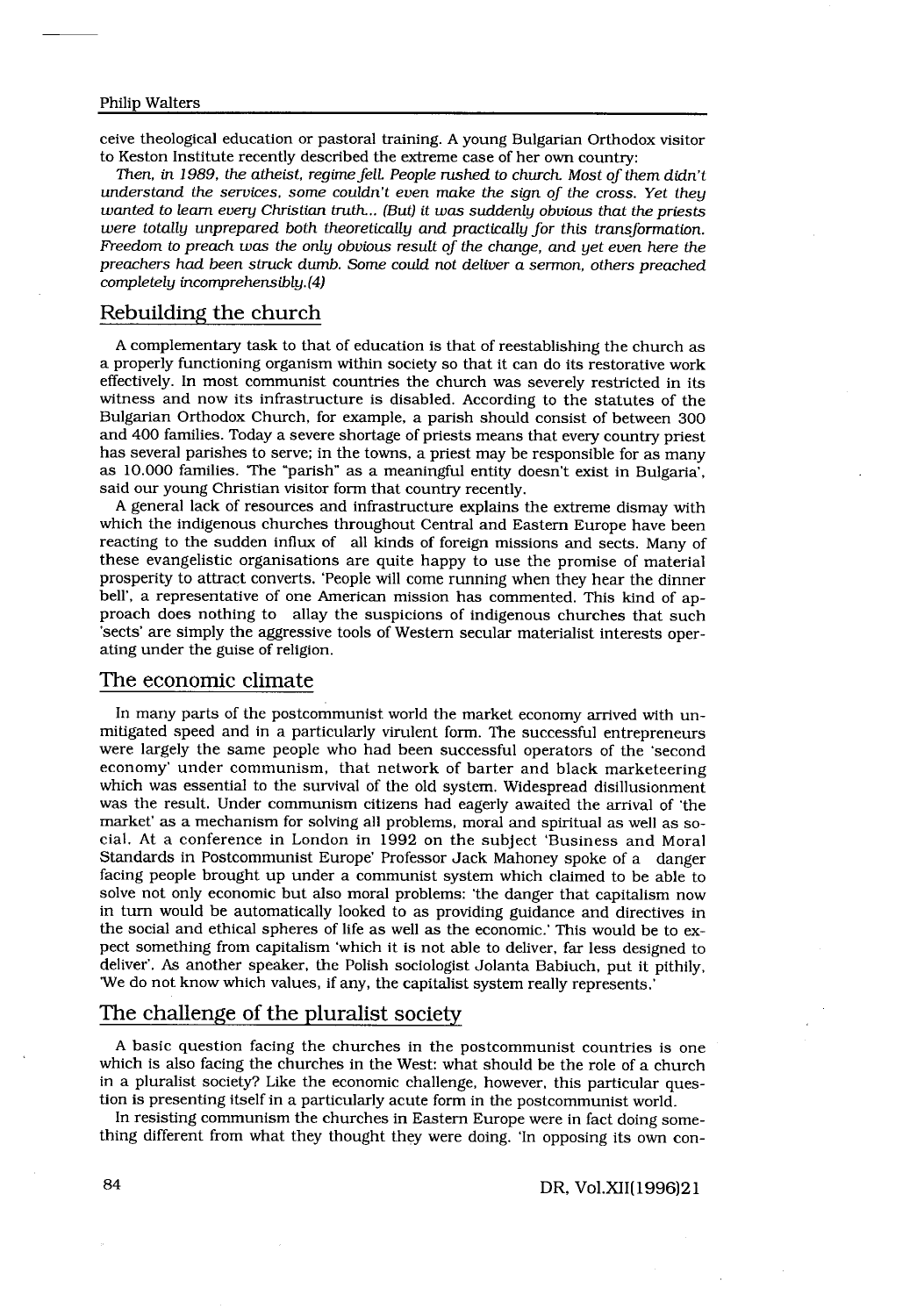ceive theological education or pastoral training. A young Bulgarian Orthodox visitor to Keston Institute recently described the extreme case of her own country:

*Then, in 1989, the atheist, regime fell. People rushed to church. Most of them didn't understand the services, some couldn't even make the sign of the cross. Yet they wanted to learn every Christian truth... (But) it was suddenly obvious that the priests were totally unprepared both theoretically and practically for this transformation. Freedom to preach was the only obvious result of the change, and yet even here the preachers had been struck dumb. Some could not deliver a sermon, others preached completely incomprehensibly.(4)*

## Rebuilding the church

A complementary task to that of education is that of reestablishing the church as a properly functioning organism within society so that it can do its restorative work effectively. In most communist countries the church was severely restricted in its witness and now its infrastructure is disabled. According to the statutes of the Bulgarian Orthodox Church, for example, a parish should consist of between 300 and 400 families. Today a severe shortage of priests means that every country priest has several parishes to serve; in the towns, a priest may be responsible for as many as 10.000 families. 'The "parish" as a meaningful entity doesn't exist in Bulgaria', said our young Christian visitor form that country recently.

A general lack of resources and infrastructure explains the extreme dismay with which the indigenous churches throughout Central and Eastern Europe have been reacting to the sudden influx of all kinds of foreign missions and sects. Many of these evangelistic organisations are quite happy to use the promise of material prosperity to attract converts. 'People will come running when they hear the dinner bell', a representative of one American mission has commented. This kind of approach does nothing to allay the suspicions of indigenous churches that such 'sects' are simply the aggressive tools of Western secular materialist interests operating under the guise of religion.

## The economic climate

In many parts of the postcommunist world the market economy arrived with unmitigated speed and in a particularly virulent form. The successful entrepreneurs were largely the same people who had been successful operators of the 'second economy' under communism, that network of barter and black marketeering which was essential to the survival of the old system. Widespread disillusionment was the result. Under communism citizens had eagerly awaited the arrival of 'the market' as a mechanism for solving all problems, moral and spiritual as well as social. At a conference in London in 1992 on the subject 'Business and Moral Standards in Postcommunist Europe' Professor Jack Mahoney spoke of a danger facing people brought up under a communist system which claimed to be able to solve not only economic but also moral problems: 'the danger that capitalism now in turn would be automatically looked to as providing guidance and directives in the social and ethical spheres of life as well as the economic.' This would be to expect something from capitalism 'which it is not able to deliver, far less designed to deliver'. As another speaker, the Polish sociologist Jolanta Babiuch, put it pithily, 'We do not know which values, if any, the capitalist system really represents.'

## The challenge of the pluralist society

A basic question facing the churches in the postcommunist countries is one which is also facing the churches in the West: what should be the role of a church in a pluralist society? Like the economic challenge, however, this particular question is presenting itself in a particularly acute form in the postcommunist world.

In resisting communism the churches in Eastern Europe were in fact doing something different from what they thought they were doing. 'In opposing its own con-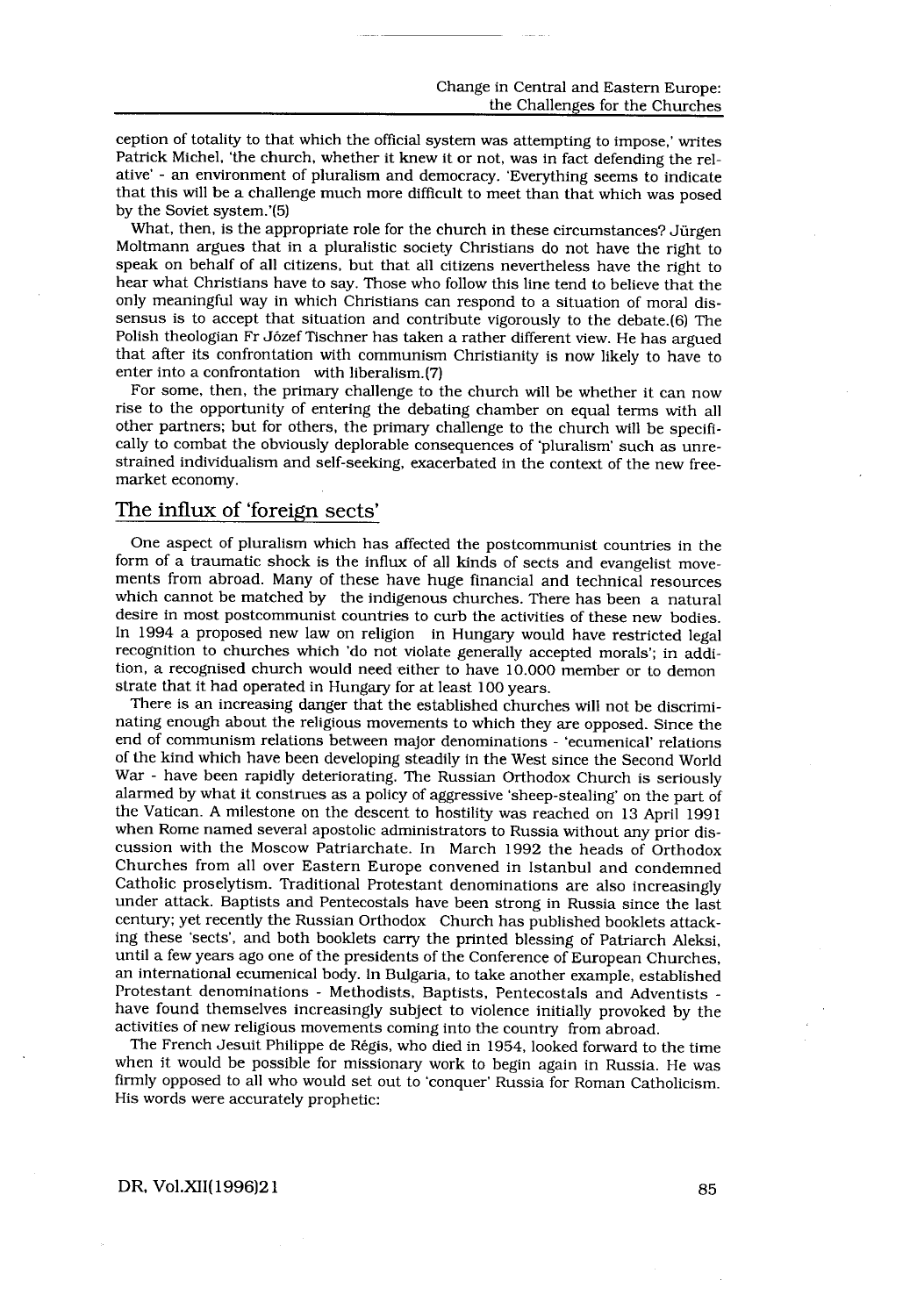ception of totality to that which the official system was attempting to impose,' writes Patrick Michel, 'the church, whether it knew it or not, was in fact defending the relative' - an environment of pluralism and democracy. 'Everything seems to indicate that this will be a challenge much more difficult to meet than that which was posed by the Soviet system.'(5)

What, then, is the appropriate role for the church in these circumstances? Jürgen Moltmann argues that in a pluralistic society Christians do not have the right to speak on behalf of all citizens, but that all citizens nevertheless have the right to hear what Christians have to say. Those who follow this line tend to believe that the only meaningful way in which Christians can respond to a situation of moral dissensus is to accept that situation and contribute vigorously to the debate.(6) The Polish theologian Fr Józef Tischner has taken a rather different view. He has argued that after its confrontation with communism Christianity is now likely to have to enter into a confrontation with liberalism.(7)

For some, then, the primary challenge to the church will be whether it can now rise to the opportunity of entering the debating chamber on equal terms with all other partners; but for others, the primary challenge to the church will be specifically to combat the obviously deplorable consequences of 'pluralism' such as unrestrained individualism and self-seeking, exacerbated in the context of the new free-market economy.

## The influx of 'foreign sects'

One aspect of pluralism which has affected the postcommunist countries in the form of a traumatic shock is the influx of all kinds of sects and evangelist movements from abroad. Many of these have huge financial and technical resources which cannot be matched by the indigenous churches. There has been a natural desire in most postcommunist countries to curb the activities of these new bodies. In 1994 a proposed new law on religion in Hungary would have restricted legal recognition to churches which 'do not violate generally accepted morals'; in addition, a recognised church would need either to have 10.000 member or to demonstrate that it had operated in Hungary for at least 100 years.

There is an increasing danger that the established churches will not be discriminating enough about the religious movements to which they are opposed. Since the end of communism relations between major denominations - 'ecumenical' relations of the kind which have been developing steadily in the West since the Second World War - have been rapidly deteriorating. The Russian Orthodox Church is seriously alarmed by what it construes as a policy of aggressive 'sheep-stealing' on the part of the Vatican. A milestone on the descent to hostility was reached on 13 April 1991 when Rome named several apostolic administrators to Russia without any prior discussion with the Moscow Patriarchate. In March 1992 the heads of Orthodox Churches from all over Eastern Europe convened in Istanbul and condemned Catholic proselytism. Traditional Protestant denominations are also increasingly under attack. Baptists and Pentecostals have been strong in Russia since the last century; yet recently the Russian Orthodox Church has published booklets attacking these 'sects', and both booklets carry the printed blessing of Patriarch Aleksi, until a few years ago one of the presidents of the Conference of European Churches, an international ecumenical body. In Bulgaria, to take another example, established Protestant denominations - Methodists, Baptists, Pentecostals and Adventists - have found themselves increasingly subject to violence initially provoked by the activities of new religious movements coming into the country from abroad.

The French Jesuit Philippe de Régis, who died in 1954, looked forward to the time when it would be possible for missionary work to begin again in Russia. He was firmly opposed to all who would set out to 'conquer' Russia for Roman Catholicism. His words were accurately prophetic: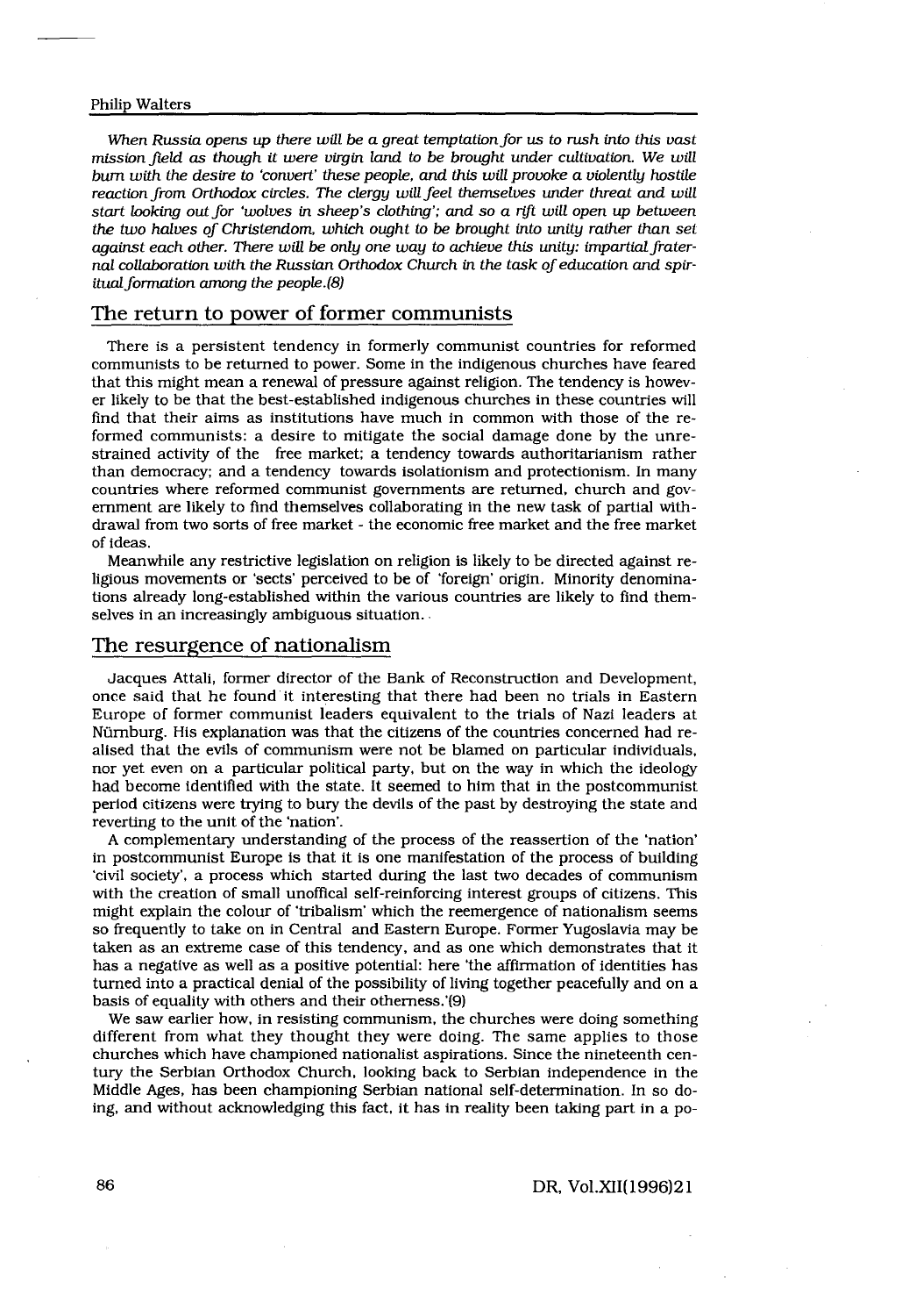*When Russia opens up there will be a great temptation for us to rush into this vast mission field as though it were virgin land to be brought under cultivation. We will burn with the desire to 'convert' these people, and this will provoke a violently hostile reaction from Orthodox circles. The clergy will feel themselves under threat and will start looking out for 'wolves in sheep's clothing'; and so a rift will open up between the two halves of Christendom, which ought to be brought into unity rather than set against each other. There will be only one way to achieve this unity: impartial fraternal collaboration with the Russian Orthodox Church in the task of education and spiritual formation among the people.(8)*

## The return to power of former communists

There is a persistent tendency in formerly communist countries for reformed communists to be returned to power. Some in the indigenous churches have feared that this might mean a renewal of pressure against religion. The tendency is however likely to be that the best-established indigenous churches in these countries will find that their aims as institutions have much in common with those of the reformed communists: a desire to mitigate the social damage done by the unrestrained activity of the free market; a tendency towards authoritarianism rather than democracy; and a tendency towards isolationism and protectionism. In many countries where reformed communist governments are returned, church and government are likely to find themselves collaborating in the new task of partial withdrawal from two sorts of free market - the economic free market and the free market of ideas.

Meanwhile any restrictive legislation on religion is likely to be directed against religious movements or 'sects' perceived to be of 'foreign' origin. Minority denominations already long-established within the various countries are likely to find themselves in an increasingly ambiguous situation.

## The resurgence of nationalism

Jacques Attali, former director of the Bank of Reconstruction and Development, once said that he found it interesting that there had been no trials in Eastern Europe of former communist leaders equivalent to the trials of Nazi leaders at Nürnburg. His explanation was that the citizens of the countries concerned had realised that the evils of communism were not be blamed on particular individuals, nor yet even on a particular political party, but on the way in which the ideology had become identified with the state. It seemed to him that in the postcommunist period citizens were trying to bury the devils of the past by destroying the state and reverting to the unit of the 'nation'.

A complementary understanding of the process of the reassertion of the 'nation' in postcommunist Europe is that it is one manifestation of the process of building 'civil society', a process which started during the last two decades of communism with the creation of small unoffical self-reinforcing interest groups of citizens. This might explain the colour of 'tribalism' which the reemergence of nationalism seems so frequently to take on in Central and Eastern Europe. Former Yugoslavia may be taken as an extreme case of this tendency, and as one which demonstrates that it has a negative as well as a positive potential: here 'the affirmation of identities has turned into a practical denial of the possibility of living together peacefully and on a basis of equality with others and their otherness.'(9)

We saw earlier how, in resisting communism, the churches were doing something different from what they thought they were doing. The same applies to those churches which have championed nationalist aspirations. Since the nineteenth century the Serbian Orthodox Church, looking back to Serbian independence in the Middle Ages, has been championing Serbian national self-determination. In so doing, and without acknowledging this fact, it has in reality been taking part in a po-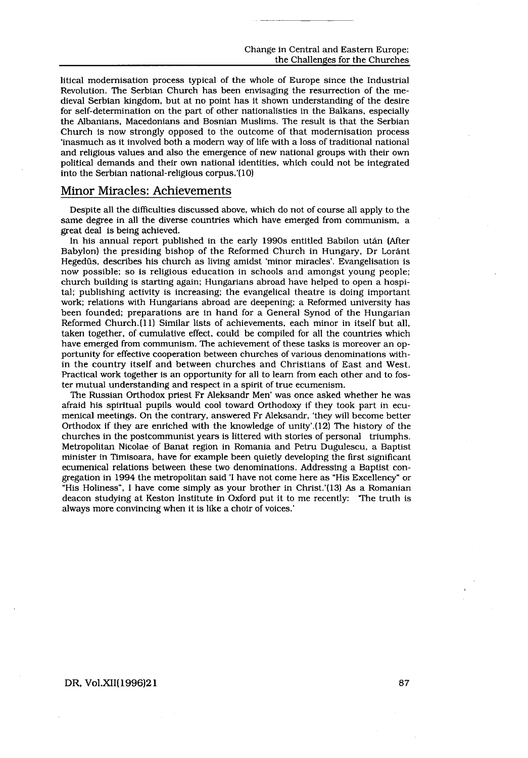litical modernisation process typical of the whole of Europe since the Industrial Revolution. The Serbian Church has been envisaging the resurrection of the medieval Serbian kingdom, but at no point has it shown understanding of the desire for self-determination on the part of other nationalisties in the Balkans, especially the Albanians, Macedonians and Bosnian Muslims. The result is that the Serbian Church is now strongly opposed to the outcome of that modernisation process 'inasmuch as it involved both a modern way of life with a loss of traditional national and religious values and also the emergence of new national groups with their own political demands and their own national identities, which could not be integrated into the Serbian national-religious corpus.'(10)

## Minor Miracles: Achievements

Despite all the difficulties discussed above, which do not of course all apply to the same degree in all the diverse countries which have emerged from communism, a great deal is being achieved.

In his annual report published in the early 1990s entitled Babilon után (After Babylon) the presiding bishop of the Reformed Church in Hungary, Dr Loránt Hegedüs, describes his church as living amidst 'minor miracles'. Evangelisation is now possible; so is religious education in schools and amongst young people; church building is starting again; Hungarians abroad have helped to open a hospital; publishing activity is increasing; the evangelical theatre is doing important work; relations with Hungarians abroad are deepening; a Reformed university has been founded; preparations are in hand for a General Synod of the Hungarian Reformed Church.(11) Similar lists of achievements, each minor in itself but all, taken together, of cumulative effect, could be compiled for all the countries which have emerged from communism. The achievement of these tasks is moreover an opportunity for effective cooperation between churches of various denominations within the country itself and between churches and Christians of East and West. Practical work together is an opportunity for all to learn from each other and to foster mutual understanding and respect in a spirit of true ecumenism.

The Russian Orthodox priest Fr Aleksandr Men' was once asked whether he was afraid his spiritual pupils would cool toward Orthodoxy if they took part in ecumenical meetings. On the contrary, answered Fr Aleksandr, 'they will become better Orthodox if they are enriched with the knowledge of unity'.(12) The history of the churches in the postcommunist years is littered with stories of personal triumphs. Metropolitan Nicolae of Banat region in Romania and Petru Dugulescu, a Baptist minister in Timisoara, have for example been quietly developing the first significant ecumenical relations between these two denominations. Addressing a Baptist congregation in 1994 the metropolitan said 'I have not come here as "His Excellency" or "His Holiness", I have come simply as your brother in Christ.'(13) As a Romanian deacon studying at Keston Institute in Oxford put it to me recently: 'The truth is always more convincing when it is like a choir of voices.'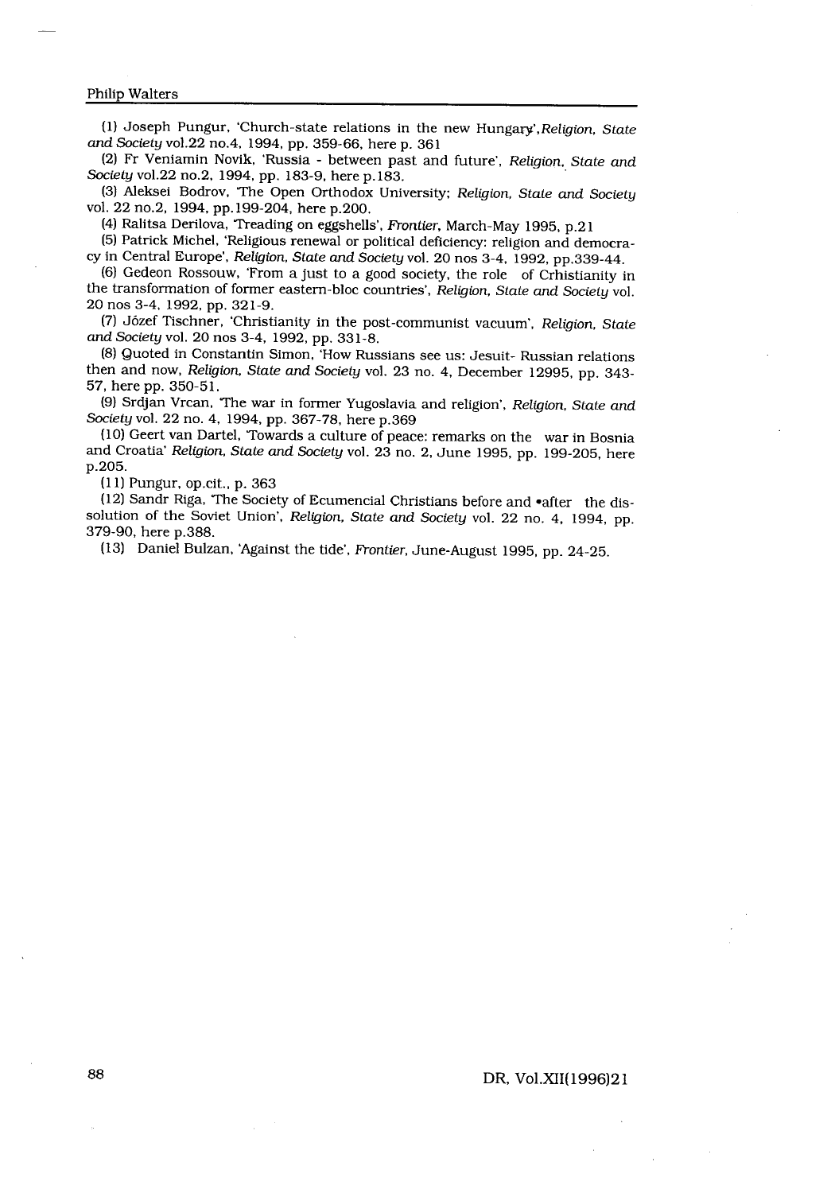(1) Joseph Pungur, 'Church-state relations in the new Hungary',*Religion, State and Society* vol.22 no.4, 1994, pp. 359-66, here p. 361

(2) Fr Veniamin Novik, 'Russia - between past and future', *Religion, State and Society* vol.22 no.2, 1994, pp. 183-9, here p.183.

(3) Aleksei Bodrov, 'The Open Orthodox University; *Religion, State and Society* vol. 22 no.2, 1994, pp.199-204, here p.200.

(4) Ralitsa Derilova, 'Treading on eggshells', *Frontier*, March-May 1995, p.21

(5) Patrick Michel, 'Religious renewal or political deficiency: religion and democracy in Central Europe', *Religion, State and Society* vol. 20 nos 3-4, 1992, pp.339-44.

(6) Gedeon Rossouw, 'From a just to a good society, the role of Crhistianity in the transformation of former eastern-bloc countries', *Religion, State and Society* vol. 20 nos 3-4, 1992, pp. 321-9.

(7) Józef Tischner, 'Christianity in the post-communist vacuum', *Religion, State and Society* vol. 20 nos 3-4, 1992, pp. 331-8.

(8) Quoted in Constantin Simon, 'How Russians see us: Jesuit- Russian relations then and now, *Religion, State and Society* vol. 23 no. 4, December 12995, pp. 343-57, here pp. 350-51.

(9) Srdjan Vrcan, 'The war in former Yugoslavia and religion', *Religion, State and Society* vol. 22 no. 4, 1994, pp. 367-78, here p.369

(10) Geert van Dartel, 'Towards a culture of peace: remarks on the war in Bosnia and Croatia' *Religion, State and Society* vol. 23 no. 2, June 1995, pp. 199-205, here p.205.

(11) Pungur, op.cit., p. 363

(12) Sandr Riga, 'The Society of Ecumencial Christians before and •after the dissolution of the Soviet Union', *Religion, State and Society* vol. 22 no. 4, 1994, pp. 379-90, here p.388.

(13) Daniel Bulzan, 'Against the tide', *Frontier*, June-August 1995, pp. 24-25.